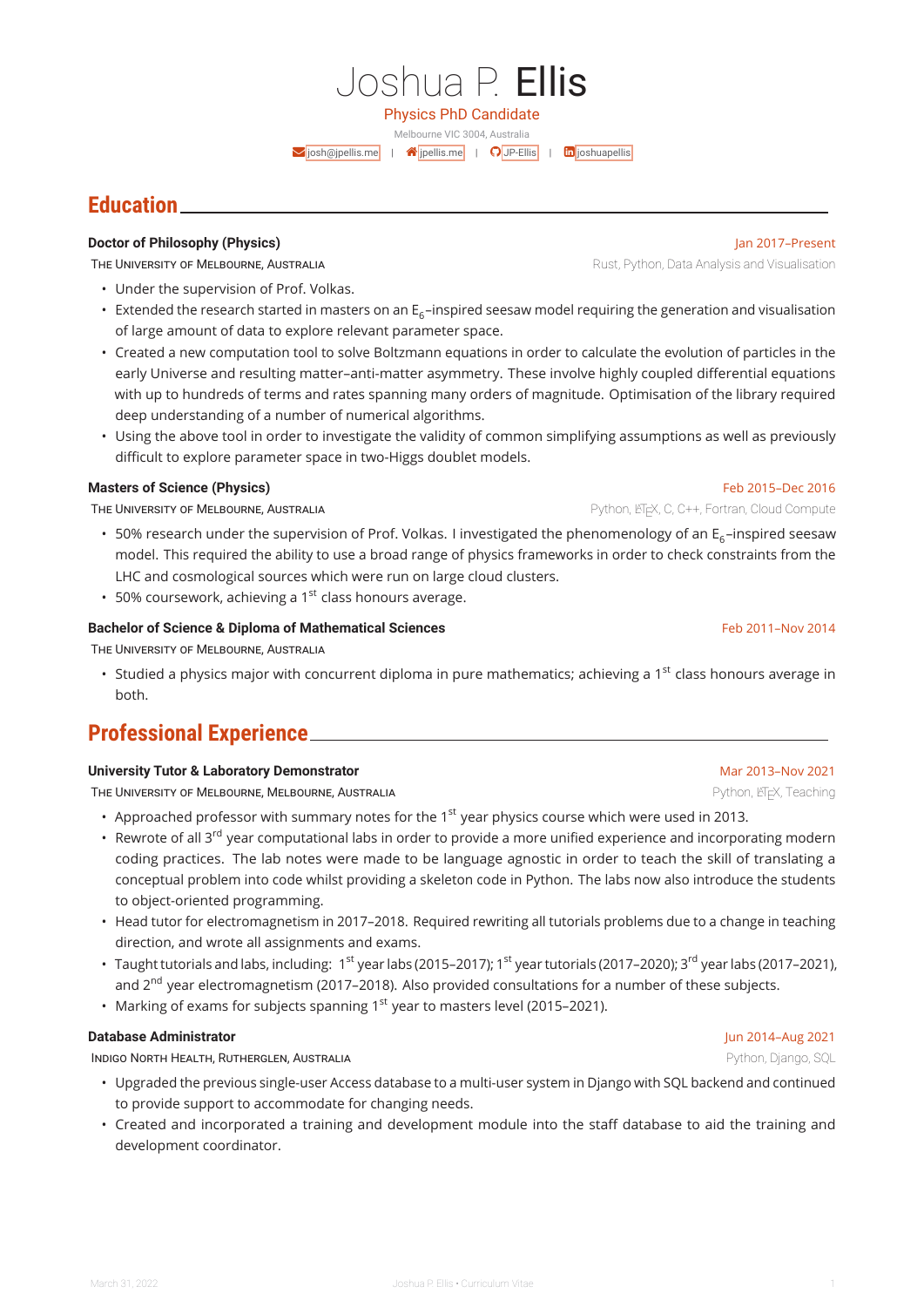# Joshua P. Ellis

Physics PhD Candidate

Melbourne VIC 3004, Australia

josh@jpellis.me | jpellis.me | JP-Ellis | joshuapellis

## Education

**Doctor of Philosophy (Physics)** — Jan 2017–Present

THE UNIVERSITY OF MELBOURNE, AUSTRALIA — Rust, Python, Data Analysis and Visualisation

- Under the supervision of Prof. Volkas.
- Extended the research started in masters on an $E_6$–inspired seesaw model requiring the generation and visualisation of large amount of data to explore relevant parameter space.
- Created a new computation tool to solve Boltzmann equations in order to calculate the evolution of particles in the early Universe and resulting matter–anti-matter asymmetry. These involve highly coupled differential equations with up to hundreds of terms and rates spanning many orders of magnitude. Optimisation of the library required deep understanding of a number of numerical algorithms.
- Using the above tool in order to investigate the validity of common simplifying assumptions as well as previously difficult to explore parameter space in two-Higgs doublet models.

**Masters of Science (Physics)** — Feb 2015–Dec 2016

THE UNIVERSITY OF MELBOURNE, AUSTRALIA — Python, LaTeX, C, C++, Fortran, Cloud Compute

- 50% research under the supervision of Prof. Volkas. I investigated the phenomenology of an $E_6$–inspired seesaw model. This required the ability to use a broad range of physics frameworks in order to check constraints from the LHC and cosmological sources which were run on large cloud clusters.
- 50% coursework, achieving a 1st class honours average.

**Bachelor of Science & Diploma of Mathematical Sciences** — Feb 2011–Nov 2014

THE UNIVERSITY OF MELBOURNE, AUSTRALIA

- Studied a physics major with concurrent diploma in pure mathematics; achieving a 1st class honours average in both.

## Professional Experience

**University Tutor & Laboratory Demonstrator** — Mar 2013–Nov 2021

THE UNIVERSITY OF MELBOURNE, MELBOURNE, AUSTRALIA — Python, LaTeX, Teaching

- Approached professor with summary notes for the 1st year physics course which were used in 2013.
- Rewrote of all 3rd year computational labs in order to provide a more unified experience and incorporating modern coding practices. The lab notes were made to be language agnostic in order to teach the skill of translating a conceptual problem into code whilst providing a skeleton code in Python. The labs now also introduce the students to object-oriented programming.
- Head tutor for electromagnetism in 2017–2018. Required rewriting all tutorials problems due to a change in teaching direction, and wrote all assignments and exams.
- Taught tutorials and labs, including: 1st year labs (2015–2017); 1st year tutorials (2017–2020); 3rd year labs (2017–2021), and 2nd year electromagnetism (2017–2018). Also provided consultations for a number of these subjects.
- Marking of exams for subjects spanning 1st year to masters level (2015–2021).

**Database Administrator** — Jun 2014–Aug 2021

INDIGO NORTH HEALTH, RUTHERGLEN, AUSTRALIA — Python, Django, SQL

- Upgraded the previous single-user Access database to a multi-user system in Django with SQL backend and continued to provide support to accommodate for changing needs.
- Created and incorporated a training and development module into the staff database to aid the training and development coordinator.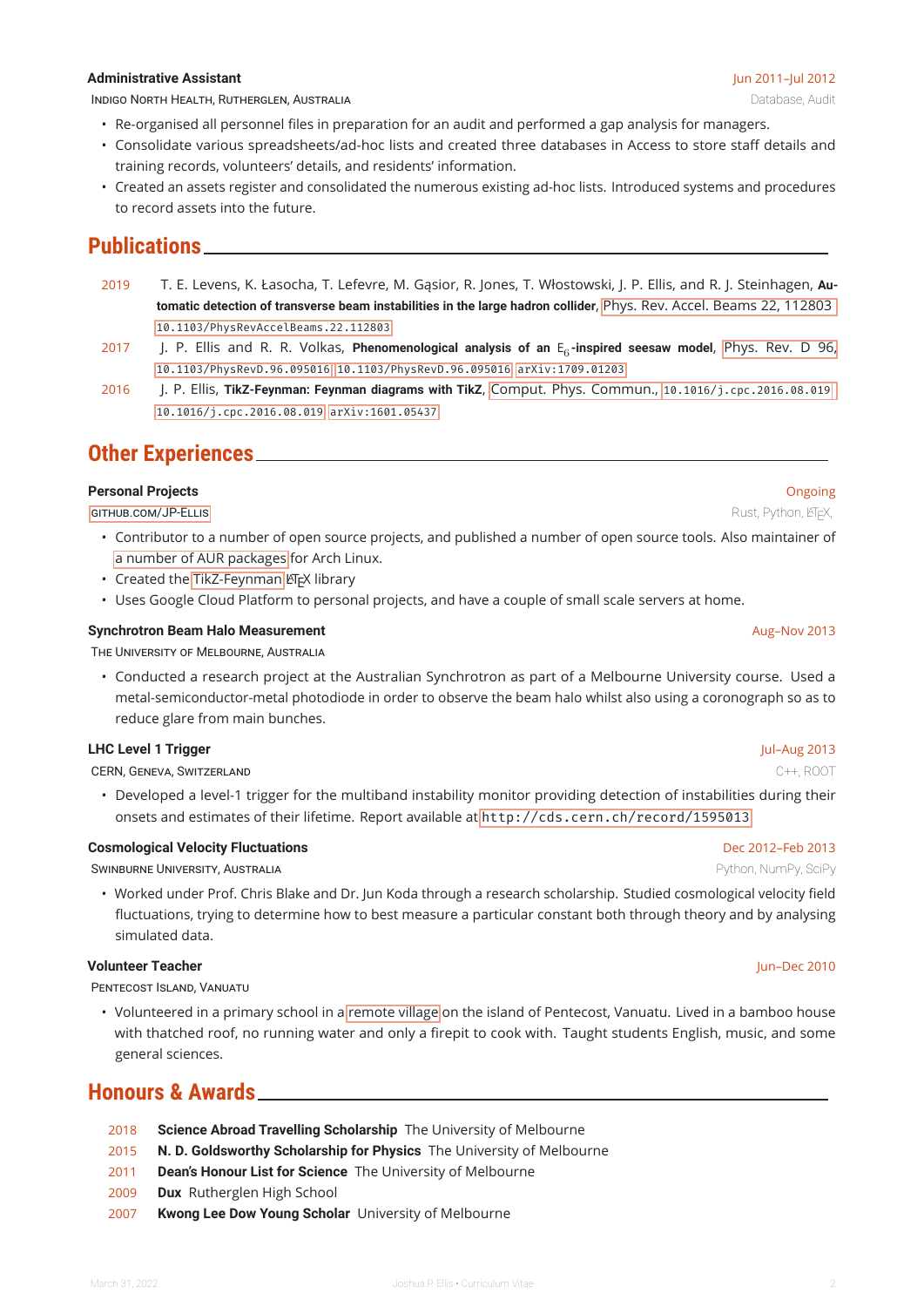**Administrative Assistant** Jun 2011–Jul 2012

Indigo North Health, Rutherglen, Australia — Database, Audit

- Re-organised all personnel files in preparation for an audit and performed a gap analysis for managers.
- Consolidate various spreadsheets/ad-hoc lists and created three databases in Access to store staff details and training records, volunteers' details, and residents' information.
- Created an assets register and consolidated the numerous existing ad-hoc lists. Introduced systems and procedures to record assets into the future.

## Publications

- 2019 — T. E. Levens, K. Łasocha, T. Lefevre, M. Gąsior, R. Jones, T. Włostowski, J. P. Ellis, and R. J. Steinhagen, **Automatic detection of transverse beam instabilities in the large hadron collider**, Phys. Rev. Accel. Beams 22, 112803 `10.1103/PhysRevAccelBeams.22.112803`
- 2017 — J. P. Ellis and R. R. Volkas, **Phenomenological analysis of an $E_6$-inspired seesaw model**, Phys. Rev. D 96, `10.1103/PhysRevD.96.095016` `10.1103/PhysRevD.96.095016` `arXiv:1709.01203`
- 2016 — J. P. Ellis, **TikZ-Feynman: Feynman diagrams with TikZ**, Comput. Phys. Commun., `10.1016/j.cpc.2016.08.019` `10.1016/j.cpc.2016.08.019` `arXiv:1601.05437`

## Other Experiences

**Personal Projects** Ongoing

github.com/JP-Ellis — Rust, Python, LaTeX,

- Contributor to a number of open source projects, and published a number of open source tools. Also maintainer of a number of AUR packages for Arch Linux.
- Created the TikZ-Feynman LaTeX library
- Uses Google Cloud Platform to personal projects, and have a couple of small scale servers at home.

**Synchrotron Beam Halo Measurement** Aug–Nov 2013

The University of Melbourne, Australia

- Conducted a research project at the Australian Synchrotron as part of a Melbourne University course. Used a metal-semiconductor-metal photodiode in order to observe the beam halo whilst also using a coronograph so as to reduce glare from main bunches.

**LHC Level 1 Trigger** Jul–Aug 2013

CERN, Geneva, Switzerland — C++, ROOT

- Developed a level-1 trigger for the multiband instability monitor providing detection of instabilities during their onsets and estimates of their lifetime. Report available at `http://cds.cern.ch/record/1595013`

**Cosmological Velocity Fluctuations** Dec 2012–Feb 2013

Swinburne University, Australia — Python, NumPy, SciPy

- Worked under Prof. Chris Blake and Dr. Jun Koda through a research scholarship. Studied cosmological velocity field fluctuations, trying to determine how to best measure a particular constant both through theory and by analysing simulated data.

**Volunteer Teacher** Jun–Dec 2010

Pentecost Island, Vanuatu

- Volunteered in a primary school in a remote village on the island of Pentecost, Vanuatu. Lived in a bamboo house with thatched roof, no running water and only a firepit to cook with. Taught students English, music, and some general sciences.

## Honours & Awards

- 2018 — **Science Abroad Travelling Scholarship** The University of Melbourne
- 2015 — **N. D. Goldsworthy Scholarship for Physics** The University of Melbourne
- 2011 — **Dean's Honour List for Science** The University of Melbourne
- 2009 — **Dux** Rutherglen High School
- 2007 — **Kwong Lee Dow Young Scholar** University of Melbourne